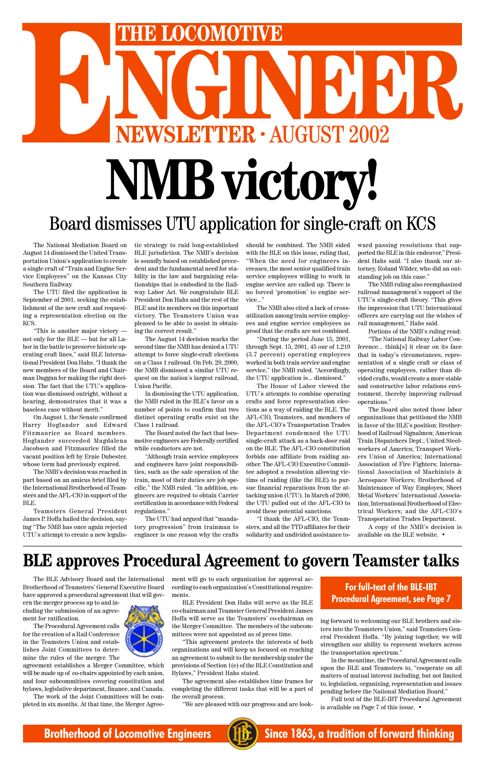# THE LOCOMOTIVE ENGINEER

## NEWSLETTER · AUGUST 2002

# NMB victory!

## Board dismisses UTU application for single-craft on KCS

The National Mediation Board on August 14 dismissed the United Transportation Union's application to create a single craft of "Train and Engine Service Employees" on the Kansas City Southern Railway.

The UTU filed the application in September of 2001, seeking the establishment of the new craft and requesting a representation election on the KCS.

"This is another major victory — not only for the BLE — but for all Labor in the battle to preserve historic operating craft lines," said BLE International President Don Hahs. "I thank the new members of the Board and Chairman Duggan for making the right decision. The fact that the UTU's application was dismissed outright, without a hearing, demonstrates that it was a baseless case without merit."

On August 1, the Senate confirmed Harry Hoglander and Edward Fitzmaurice as Board members. Hoglander succeeded Magdalena Jacobsen and Fitzmaurice filled the vacant position left by Ernie Dubester, whose term had previously expired.

The NMB's decision was reached in part based on an amicus brief filed by the International Brotherhood of Teamsters and the AFL-CIO in support of the BLE.

Teamsters General President James P. Hoffa hailed the decision, saying "The NMB has once again rejected UTU's attempt to create a new legalistic strategy to raid long-established BLE jurisdiction. The NMB's decision is soundly based on established precedent and the fundamental need for stability in the law and bargaining relationships that is embodied in the Railway Labor Act. We congratulate BLE President Don Hahs and the rest of the BLE and its members on this important victory. The Teamsters Union was pleased to be able to assist in obtaining the correct result."

The August 14 decision marks the second time the NMB has denied a UTU attempt to force single-craft elections on a Class 1 railroad. On Feb. 29, 2000, the NMB dismissed a similar UTU request on the nation's largest railroad, Union Pacific.

In dismissing the UTU application, the NMB ruled in the BLE's favor on a number of points to confirm that two distinct operating crafts exist on the Class 1 railroad.

The Board noted the fact that locomotive engineers are Federally certified while conductors are not.

"Although train service employees and engineers have joint responsibilities, such as the safe operation of the train, most of their duties are job specific," the NMB ruled. "In addition, engineers are required to obtain Carrier certification in accordance with Federal regulations."

The UTU had argued that "mandatory progression" from trainman to engineer is one reason why the crafts should be combined. The NMB sided with the BLE on this issue, ruling that, "When the need for engineers increases, the most senior qualified train service employees willing to work in engine service are called up. There is no forced 'promotion' to engine service..."

The NMB also cited a lack of cross-utilization among train service employees and engine service employees as proof that the crafts are not combined.

"During the period June 15, 2001, through Sept. 15, 2001, 45 our of 1,219 (3.7 percent) operating employees worked in both train service and engine service," the NMB ruled. "Accordingly, the UTU application is... dismissed."

The House of Labor viewed the UTU's attempts to combine operating crafts and force representation elections as a way of raiding the BLE. The AFL-CIO, Teamsters, and members of the AFL-CIO's Transportation Trades Department condemned the UTU single-craft attack as a back-door raid on the BLE. The AFL-CIO constitution forbids one affiliate from raiding another. The AFL-CIO Executive Committee adopted a resolution allowing victims of raiding (like the BLE) to pursue financial reparations from the attacking union (UTU). In March of 2000, the UTU pulled out of the AFL-CIO to avoid these potential sanctions.

"I thank the AFL-CIO, the Teamsters, and all the TTD affiliates for their solidarity and undivided assistance toward passing resolutions that supported the BLE in this endeavor," President Hahs said. "I also thank our attorney, Roland Wilder, who did an outstanding job on this case."

The NMB ruling also reemphasized railroad management's support of the UTU's single-craft theory. "This gives the impression that UTU International officers are carrying out the wishes of rail management," Hahs said.

Portions of the NMB's ruling read:

"The National Railway Labor Conference... think[s] it clear on its face that in today's circumstances, representation of a single craft or class of operating employees, rather than divided crafts, would create a more stable and constructive labor relations environment, thereby improving railroad operations."

The Board also noted those labor organizations that petitioned the NMB in favor of the BLE's position: Brotherhood of Railroad Signalmen; American Train Dispatchers Dept.; United Steelworkers of America; Transport Workers Union of America; International Association of Fire Fighters; International Association of Machinists & Aerospace Workers; Brotherhood of Maintenance of Way Employes; Sheet Metal Workers' International Association; International Brotherhood of Electrical Workers; and the AFL-CIO's Transportation Trades Department.

A copy of the NMB's decision is available on the BLE website. •

## BLE approves Procedural Agreement to govern Teamster talks

**For full-text of the BLE-IBT Procedural Agreement, see Page 7**

The BLE Advisory Board and the International Brotherhood of Teamsters' General Executive Board have approved a procedural agreement that will govern the merger process up to and including the submission of an agreement for ratification.

The Procedural Agreement calls for the creation of a Rail Conference in the Teamsters Union and establishes Joint Committees to determine the rules of the merger. The agreement establishes a Merger Committee, which will be made up of co-chairs appointed by each union, and four subcommittees covering constitution and bylaws, legislative department, finance, and Canada.

The work of the Joint Committees will be completed in six months. At that time, the Merger Agreement will go to each organization for approval according to each organization's Constitutional requirements.

BLE President Don Hahs will serve as the BLE co-chairman and Teamster General President James Hoffa will serve as the Teamsters' co-chairman on the Merger Committee. The members of the subcommittees were not appointed as of press time.

"This agreement protects the interests of both organizations and will keep us focused on reaching an agreement to submit to the membership under the provisions of Section 1(e) of the BLE Constitution and Bylaws," President Hahs stated.

The agreement also establishes time frames for completing the different tasks that will be a part of the overall process.

"We are pleased with our progress and are looking forward to welcoming our BLE brothers and sisters into the Teamsters Union," said Teamsters General President Hoffa. "By joining together, we will strengthen our ability to represent workers across the transportation spectrum."

In the meantime, the Procedural Agreement calls upon the BLE and Teamsters to, "cooperate on all matters of mutual interest including, but not limited to, legislation, organizing, representation and issues pending before the National Mediation Board."

Full text of the BLE-IBT Procedural Agreement is available on Page 7 of this issue. •

**Brotherhood of Locomotive Engineers** — **Since 1863, a tradition of forward thinking**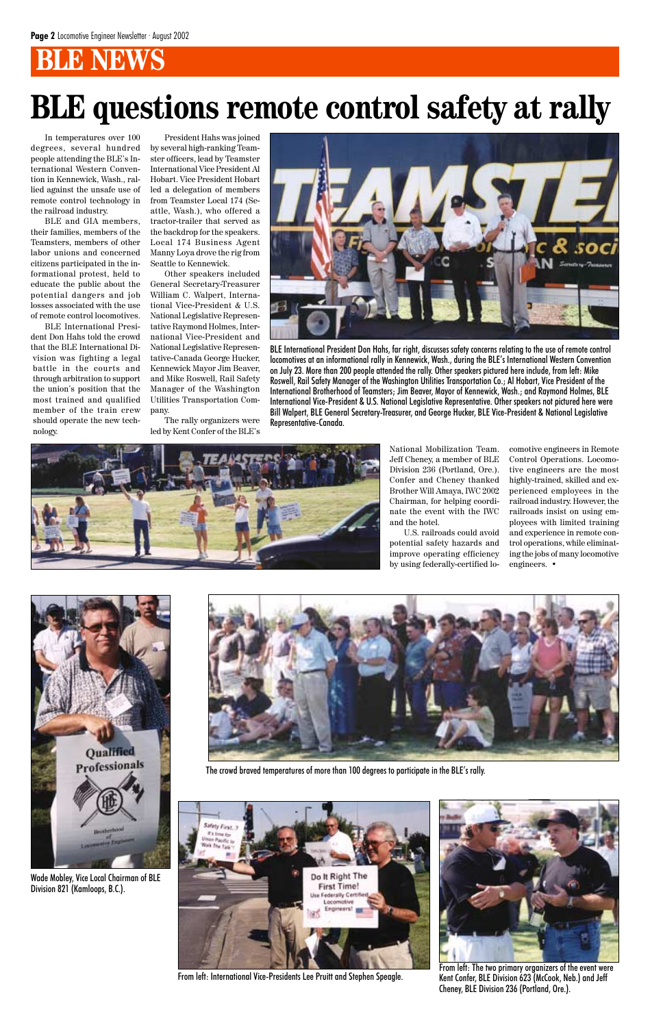## BLE NEWS

# BLE questions remote control safety at rally

In temperatures over 100 degrees, several hundred people attending the BLE's International Western Convention in Kennewick, Wash., rallied against the unsafe use of remote control technology in the railroad industry.

BLE and GIA members, their families, members of the Teamsters, members of other labor unions and concerned citizens participated in the informational protest, held to educate the public about the potential dangers and job losses associated with the use of remote control locomotives.

BLE International President Don Hahs told the crowd that the BLE International Division was fighting a legal battle in the courts and through arbitration to support the union's position that the most trained and qualified member of the train crew should operate the new technology.

President Hahs was joined by several high-ranking Teamster officers, lead by Teamster International Vice President Al Hobart. Vice President Hobart led a delegation of members from Teamster Local 174 (Seattle, Wash.), who offered a tractor-trailer that served as the backdrop for the speakers. Local 174 Business Agent Manny Loya drove the rig from Seattle to Kennewick.

Other speakers included General Secretary-Treasurer William C. Walpert, International Vice-President & U.S. National Legislative Representative Raymond Holmes, International Vice-President and National Legislative Representative-Canada George Hucker, Kennewick Mayor Jim Beaver, and Mike Roswell, Rail Safety Manager of the Washington Utilities Transportation Company.

The rally organizers were led by Kent Confer of the BLE's National Mobilization Team. Jeff Cheney, a member of BLE Division 236 (Portland, Ore.). Confer and Cheney thanked Brother Will Amaya, IWC 2002 Chairman, for helping coordinate the event with the IWC and the hotel.

U.S. railroads could avoid potential safety hazards and improve operating efficiency by using federally-certified locomotive engineers in Remote Control Operations. Locomotive engineers are the most highly-trained, skilled and experienced employees in the railroad industry. However, the railroads insist on using employees with limited training and experience in remote control operations, while eliminating the jobs of many locomotive engineers. •

BLE International President Don Hahs, far right, discusses safety concerns relating to the use of remote control locomotives at an informational rally in Kennewick, Wash., during the BLE's International Western Convention on July 23. More than 200 people attended the rally. Other speakers pictured here include, from left: Mike Roswell, Rail Safety Manager of the Washington Utilities Transportation Co.; Al Hobart, Vice President of the International Brotherhood of Teamsters; Jim Beaver, Mayor of Kennewick, Wash.; and Raymond Holmes, BLE International Vice-President & U.S. National Legislative Representative. Other speakers not pictured here were Bill Walpert, BLE General Secretary-Treasurer, and George Hucker, BLE Vice-President & National Legislative Representative-Canada.

Wade Mobley, Vice Local Chairman of BLE Division 821 (Kamloops, B.C.).

The crowd braved temperatures of more than 100 degrees to participate in the BLE's rally.

From left: International Vice-Presidents Lee Pruitt and Stephen Speagle.

From left: The two primary organizers of the event were Kent Confer, BLE Division 623 (McCook, Neb.) and Jeff Cheney, BLE Division 236 (Portland, Ore.).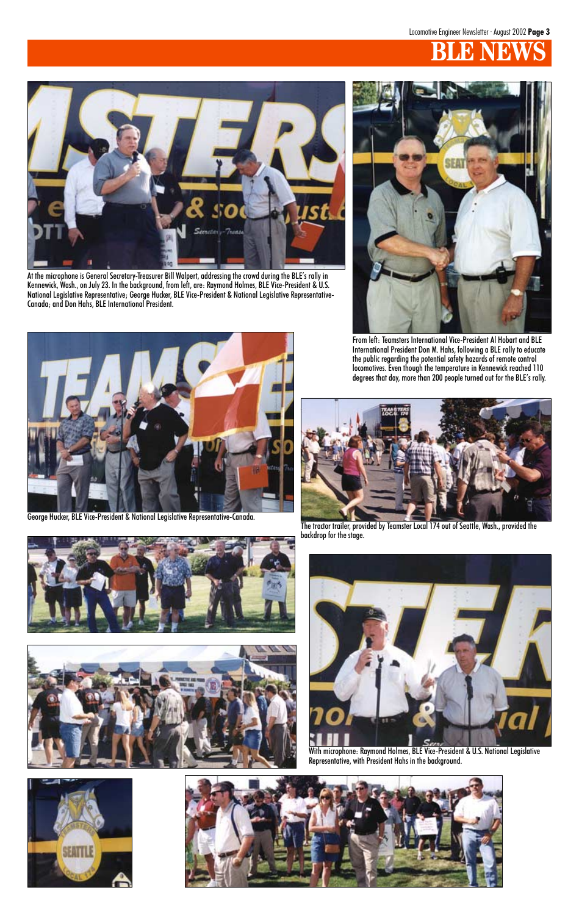# BLE NEWS

At the microphone is General Secretary-Treasurer Bill Walpert, addressing the crowd during the BLE's rally in Kennewick, Wash., on July 23. In the background, from left, are: Raymond Holmes, BLE Vice-President & U.S. National Legislative Representative; George Hucker, BLE Vice-President & National Legislative Representative-Canada; and Don Hahs, BLE International President.

From left: Teamsters International Vice-President Al Hobart and BLE International President Don M. Hahs, following a BLE rally to educate the public regarding the potential safety hazards of remote control locomotives. Even though the temperature in Kennewick reached 110 degrees that day, more than 200 people turned out for the BLE's rally.

George Hucker, BLE Vice-President & National Legislative Representative-Canada.

The tractor trailer, provided by Teamster Local 174 out of Seattle, Wash., provided the backdrop for the stage.

With microphone: Raymond Holmes, BLE Vice-President & U.S. National Legislative Representative, with President Hahs in the background.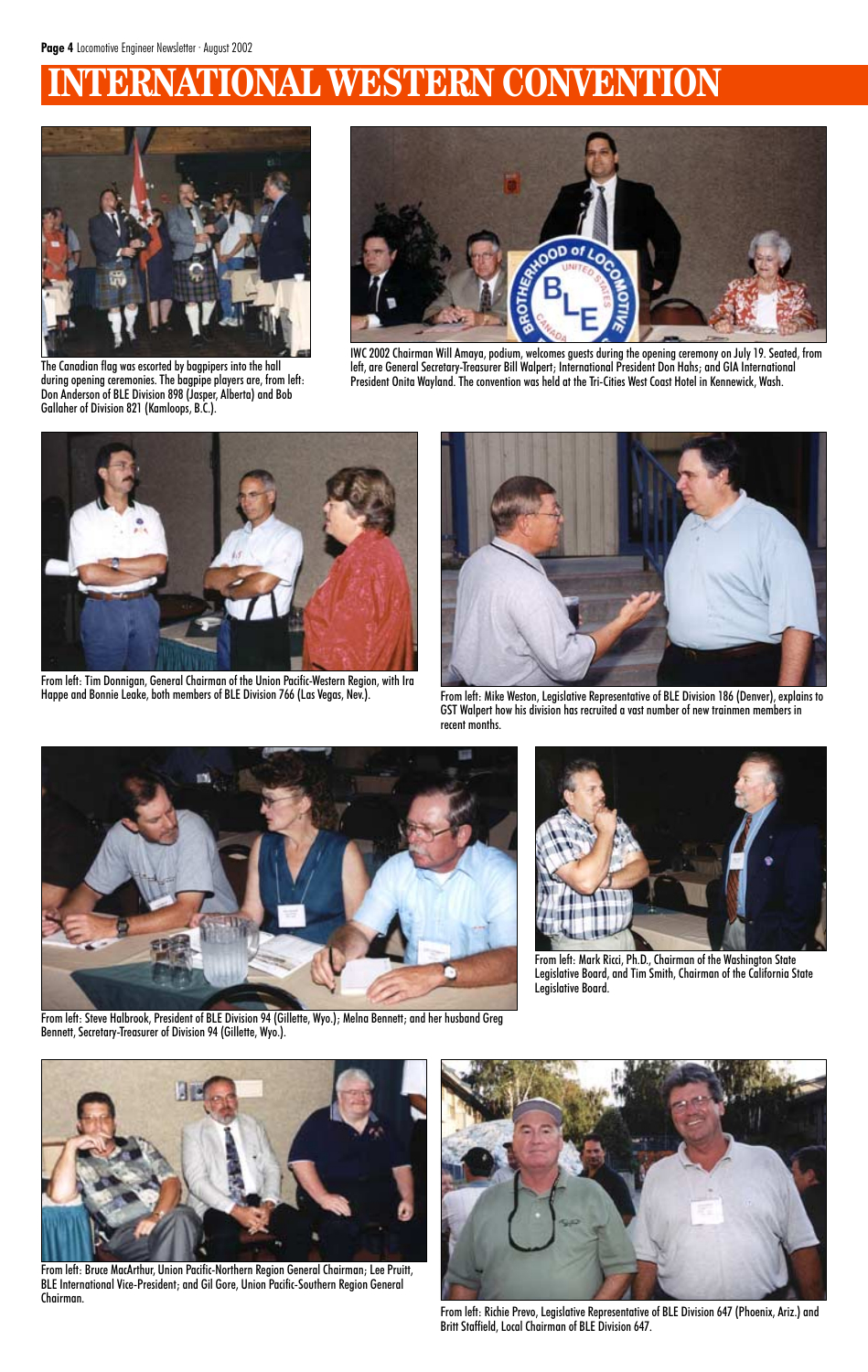# INTERNATIONAL WESTERN CONVENTION

The Canadian flag was escorted by bagpipers into the hall during opening ceremonies. The bagpipe players are, from left: Don Anderson of BLE Division 898 (Jasper, Alberta) and Bob Gallaher of Division 821 (Kamloops, B.C.).

IWC 2002 Chairman Will Amaya, podium, welcomes guests during the opening ceremony on July 19. Seated, from left, are General Secretary-Treasurer Bill Walpert; International President Don Hahs; and GIA International President Onita Wayland. The convention was held at the Tri-Cities West Coast Hotel in Kennewick, Wash.

From left: Tim Donnigan, General Chairman of the Union Pacific-Western Region, with Ira Happe and Bonnie Leake, both members of BLE Division 766 (Las Vegas, Nev.).

From left: Mike Weston, Legislative Representative of BLE Division 186 (Denver), explains to GST Walpert how his division has recruited a vast number of new trainmen members in recent months.

From left: Steve Halbrook, President of BLE Division 94 (Gillette, Wyo.); Melna Bennett; and her husband Greg Bennett, Secretary-Treasurer of Division 94 (Gillette, Wyo.).

From left: Mark Ricci, Ph.D., Chairman of the Washington State Legislative Board, and Tim Smith, Chairman of the California State Legislative Board.

From left: Bruce MacArthur, Union Pacific-Northern Region General Chairman; Lee Pruitt, BLE International Vice-President; and Gil Gore, Union Pacific-Southern Region General Chairman.

From left: Richie Prevo, Legislative Representative of BLE Division 647 (Phoenix, Ariz.) and Britt Staffield, Local Chairman of BLE Division 647.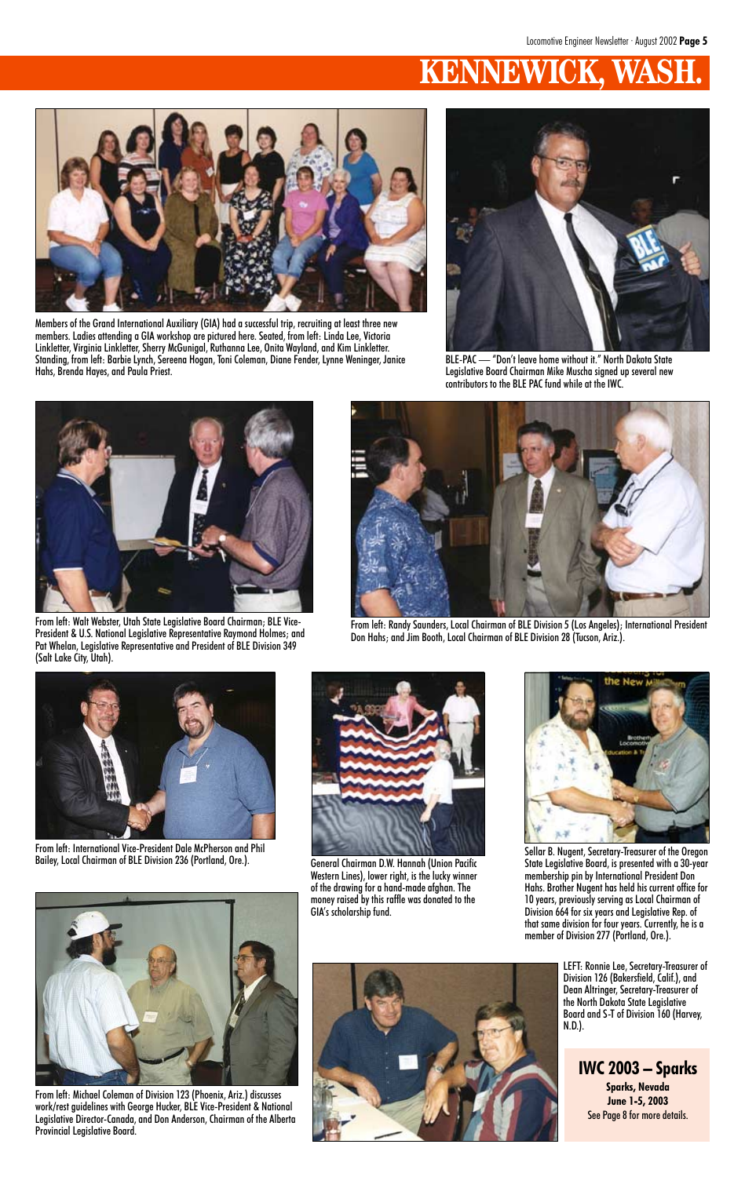# KENNEWICK, WASH.

Members of the Grand International Auxiliary (GIA) had a successful trip, recruiting at least three new members. Ladies attending a GIA workshop are pictured here. Seated, from left: Linda Lee, Victoria Linkletter, Virginia Linkletter, Sherry McGunigal, Ruthanna Lee, Onita Wayland, and Kim Linkletter. Standing, from left: Barbie Lynch, Sereena Hogan, Toni Coleman, Diane Fender, Lynne Weninger, Janice Hahs, Brenda Hayes, and Paula Priest.

BLE-PAC — "Don't leave home without it." North Dakota State Legislative Board Chairman Mike Muscha signed up several new contributors to the BLE PAC fund while at the IWC.

From left: Walt Webster, Utah State Legislative Board Chairman; BLE Vice-President & U.S. National Legislative Representative Raymond Holmes; and Pat Whelan, Legislative Representative and President of BLE Division 349 (Salt Lake City, Utah).

From left: Randy Saunders, Local Chairman of BLE Division 5 (Los Angeles); International President Don Hahs; and Jim Booth, Local Chairman of BLE Division 28 (Tucson, Ariz.).

From left: International Vice-President Dale McPherson and Phil Bailey, Local Chairman of BLE Division 236 (Portland, Ore.).

General Chairman D.W. Hannah (Union Pacific Western Lines), lower right, is the lucky winner of the drawing for a hand-made afghan. The money raised by this raffle was donated to the GIA's scholarship fund.

Sellar B. Nugent, Secretary-Treasurer of the Oregon State Legislative Board, is presented with a 30-year membership pin by International President Don Hahs. Brother Nugent has held his current office for 10 years, previously serving as Local Chairman of Division 664 for six years and Legislative Rep. of that same division for four years. Currently, he is a member of Division 277 (Portland, Ore.).

From left: Michael Coleman of Division 123 (Phoenix, Ariz.) discusses work/rest guidelines with George Hucker, BLE Vice-President & National Legislative Director-Canada, and Don Anderson, Chairman of the Alberta Provincial Legislative Board.

LEFT: Ronnie Lee, Secretary-Treasurer of Division 126 (Bakersfield, Calif.), and Dean Altringer, Secretary-Treasurer of the North Dakota State Legislative Board and S-T of Division 160 (Harvey, N.D.).

**IWC 2003 – Sparks**

**Sparks, Nevada**
**June 1-5, 2003**
See Page 8 for more details.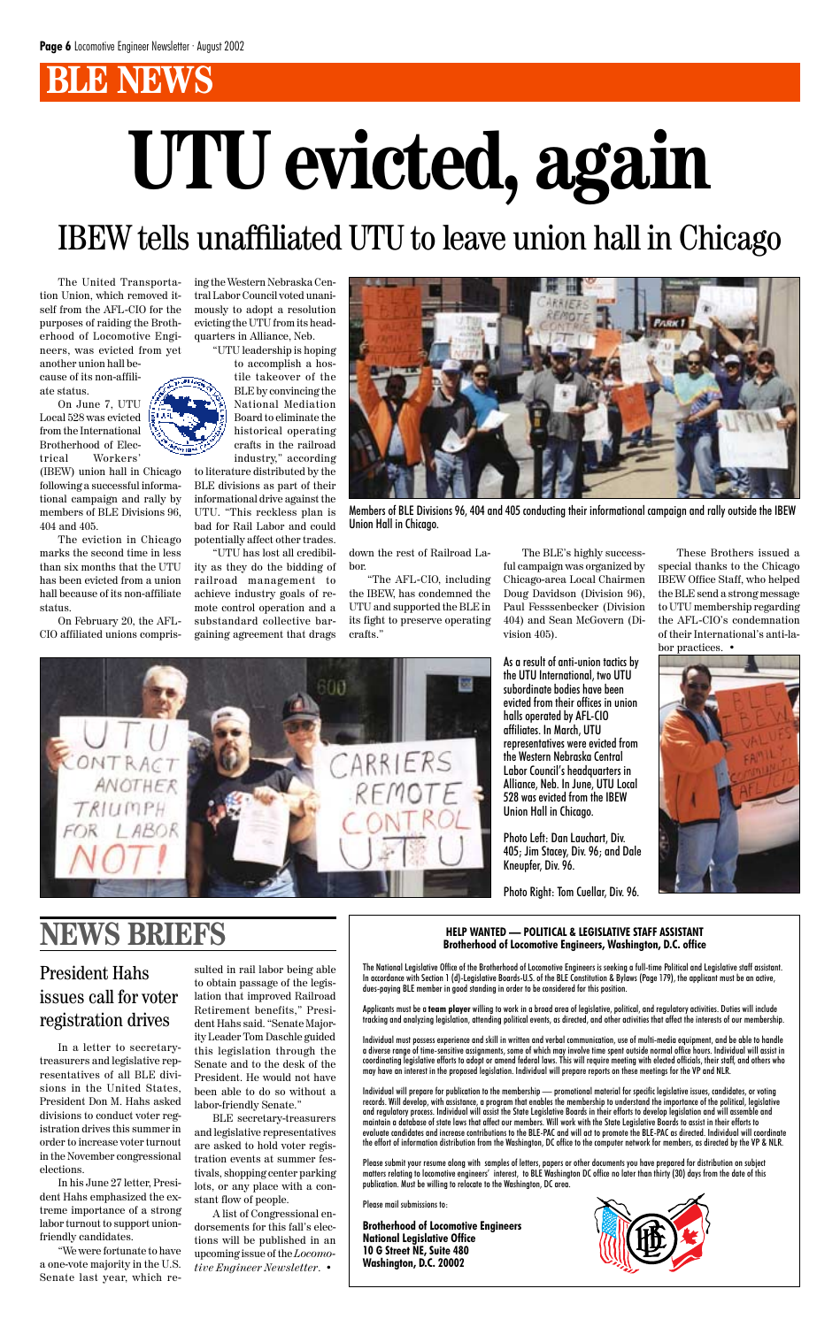# BLE NEWS

# UTU evicted, again

## IBEW tells unaffiliated UTU to leave union hall in Chicago

The United Transportation Union, which removed itself from the AFL-CIO for the purposes of raiding the Brotherhood of Locomotive Engineers, was evicted from yet another union hall because of its non-affiliate status.

On June 7, UTU Local 528 was evicted from the International Brotherhood of Electrical Workers' (IBEW) union hall in Chicago following a successful informational campaign and rally by members of BLE Divisions 96, 404 and 405.

The eviction in Chicago marks the second time in less than six months that the UTU has been evicted from a union hall because of its non-affiliate status.

On February 20, the AFL-CIO affiliated unions comprising the Western Nebraska Central Labor Council voted unanimously to adopt a resolution evicting the UTU from its headquarters in Alliance, Neb.

"UTU leadership is hoping to accomplish a hostile takeover of the BLE by convincing the National Mediation Board to eliminate the historical operating crafts in the railroad industry," according to literature distributed by the BLE divisions as part of their informational drive against the UTU. "This reckless plan is bad for Rail Labor and could potentially affect other trades.

"UTU has lost all credibility as they do the bidding of railroad management to achieve industry goals of remote control operation and a substandard collective bargaining agreement that drags down the rest of Railroad Labor.

"The AFL-CIO, including the IBEW, has condemned the UTU and supported the BLE in its fight to preserve operating crafts."

The BLE's highly successful campaign was organized by Chicago-area Local Chairmen Doug Davidson (Division 96), Paul Fesssenbecker (Division 404) and Sean McGovern (Division 405).

These Brothers issued a special thanks to the Chicago IBEW Office Staff, who helped the BLE send a strong message to UTU membership regarding the AFL-CIO's condemnation of their International's anti-labor practices. •

Members of BLE Divisions 96, 404 and 405 conducting their informational campaign and rally outside the IBEW Union Hall in Chicago.

As a result of anti-union tactics by the UTU International, two UTU subordinate bodies have been evicted from their offices in union halls operated by AFL-CIO affiliates. In March, UTU representatives were evicted from the Western Nebraska Central Labor Council's headquarters in Alliance, Neb. In June, UTU Local 528 was evicted from the IBEW Union Hall in Chicago.

Photo Left: Dan Lauchart, Div. 405; Jim Stacey, Div. 96; and Dale Kneupfer, Div. 96.

Photo Right: Tom Cuellar, Div. 96.

# NEWS BRIEFS

## President Hahs issues call for voter registration drives

In a letter to secretary-treasurers and legislative representatives of all BLE divisions in the United States, President Don M. Hahs asked divisions to conduct voter registration drives this summer in order to increase voter turnout in the November congressional elections.

In his June 27 letter, President Hahs emphasized the extreme importance of a strong labor turnout to support union-friendly candidates.

"We were fortunate to have a one-vote majority in the U.S. Senate last year, which resulted in rail labor being able to obtain passage of the legislation that improved Railroad Retirement benefits," President Hahs said. "Senate Majority Leader Tom Daschle guided this legislation through the Senate and to the desk of the President. He would not have been able to do so without a labor-friendly Senate."

BLE secretary-treasurers and legislative representatives are asked to hold voter registration events at summer festivals, shopping center parking lots, or any place with a constant flow of people.

A list of Congressional endorsements for this fall's elections will be published in an upcoming issue of the *Locomotive Engineer Newsletter*. •

**HELP WANTED — POLITICAL & LEGISLATIVE STAFF ASSISTANT**
**Brotherhood of Locomotive Engineers, Washington, D.C. office**

The National Legislative Office of the Brotherhood of Locomotive Engineers is seeking a full-time Political and Legislative staff assistant. In accordance with Section 1 (d)-Legislative Boards-U.S. of the BLE Constitution & Bylaws (Page 179), the applicant must be an active, dues-paying BLE member in good standing in order to be considered for this position.

Applicants must be a **team player** willing to work in a broad area of legislative, political, and regulatory activities. Duties will include tracking and analyzing legislation, attending political events, as directed, and other activities that affect the interests of our membership.

Individual must possess experience and skill in written and verbal communication, use of multi-media equipment, and be able to handle a diverse range of time-sensitive assignments, some of which may involve time spent outside normal office hours. Individual will assist in coordinating legislative efforts to adopt or amend federal laws. This will require meeting with elected officials, their staff, and others who may have an interest in the proposed legislation. Individual will prepare reports on these meetings for the VP and NLR.

Individual will prepare for publication to the membership — promotional material for specific legislative issues, candidates, or voting records. Will develop, with assistance, a program that enables the membership to understand the importance of the political, legislative and regulatory process. Individual will assist the State Legislative Boards in their efforts to develop legislation and will assemble and maintain a database of state laws that affect our members. Will work with the State Legislative Boards to assist in their efforts to evaluate candidates and increase contributions to the BLE-PAC and will act to promote the BLE-PAC as directed. Individual will coordinate the effort of information distribution from the Washington, DC office to the computer network for members, as directed by the VP & NLR.

Please submit your resume along with samples of letters, papers or other documents you have prepared for distribution on subject matters relating to locomotive engineers' interest, to BLE Washington DC office no later than thirty (30) days from the date of this publication. Must be willing to relocate to the Washington, DC area.

Please mail submissions to:

**Brotherhood of Locomotive Engineers**
**National Legislative Office**
**10 G Street NE, Suite 480**
**Washington, D.C. 20002**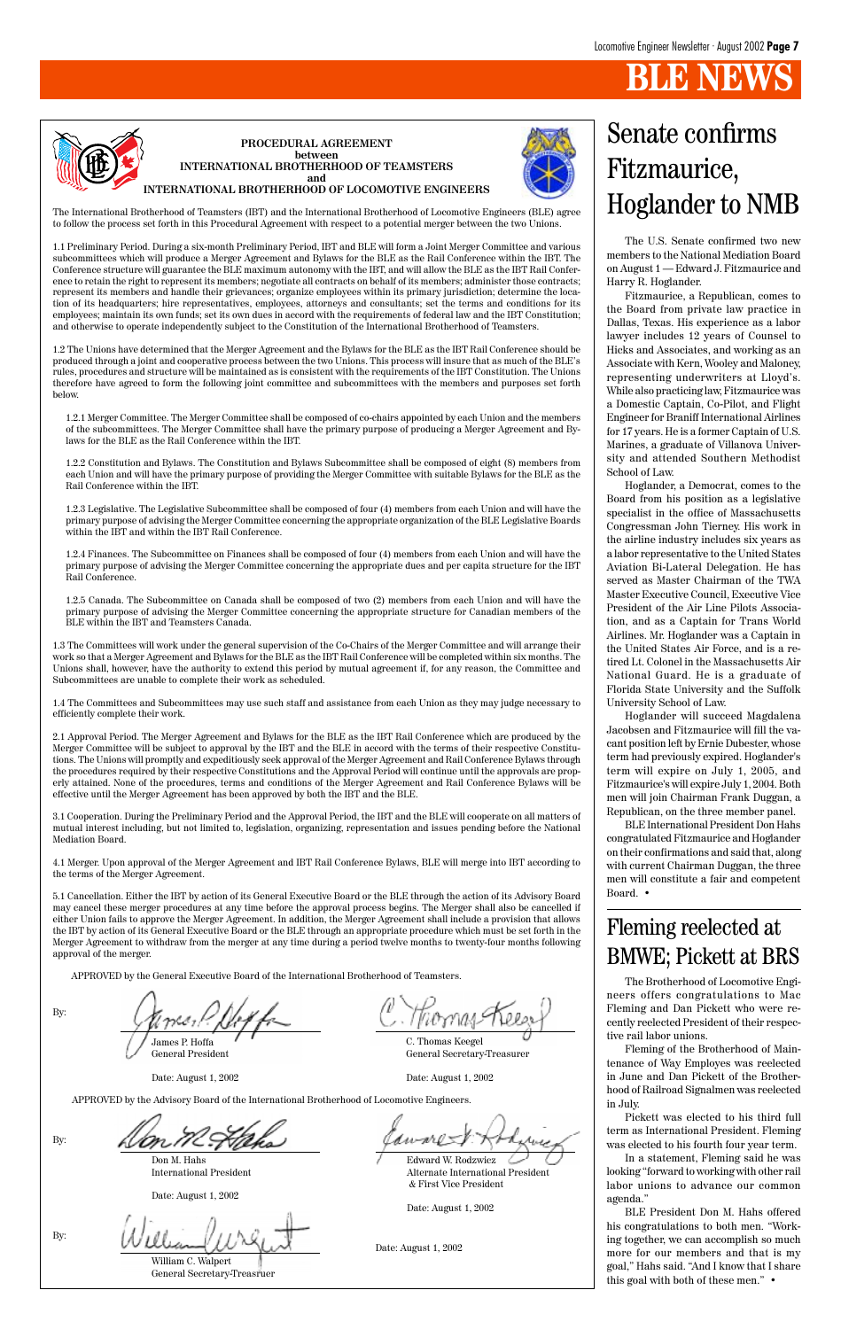# BLE NEWS

**PROCEDURAL AGREEMENT**
**between**
**INTERNATIONAL BROTHERHOOD OF TEAMSTERS**
**and**
**INTERNATIONAL BROTHERHOOD OF LOCOMOTIVE ENGINEERS**

The International Brotherhood of Teamsters (IBT) and the International Brotherhood of Locomotive Engineers (BLE) agree to follow the process set forth in this Procedural Agreement with respect to a potential merger between the two Unions.

1.1 Preliminary Period. During a six-month Preliminary Period, IBT and BLE will form a Joint Merger Committee and various subcommittees which will produce a Merger Agreement and Bylaws for the BLE as the Rail Conference within the IBT. The Conference structure will guarantee the BLE maximum autonomy with the IBT, and will allow the BLE as the IBT Rail Conference to retain the right to represent its members; negotiate all contracts on behalf of its members; administer those contracts; represent its members and handle their grievances; organize employees within its primary jurisdiction; determine the location of its headquarters; hire representatives, employees, attorneys and consultants; set the terms and conditions for its employees; maintain its own funds; set its own dues in accord with the requirements of federal law and the IBT Constitution; and otherwise to operate independently subject to the Constitution of the International Brotherhood of Teamsters.

1.2 The Unions have determined that the Merger Agreement and the Bylaws for the BLE as the IBT Rail Conference should be produced through a joint and cooperative process between the two Unions. This process will insure that as much of the BLE's rules, procedures and structure will be maintained as is consistent with the requirements of the IBT Constitution. The Unions therefore have agreed to form the following joint committee and subcommittees with the members and purposes set forth below.

1.2.1 Merger Committee. The Merger Committee shall be composed of co-chairs appointed by each Union and the members of the subcommittees. The Merger Committee shall have the primary purpose of producing a Merger Agreement and Bylaws for the BLE as the Rail Conference within the IBT.

1.2.2 Constitution and Bylaws. The Constitution and Bylaws Subcommittee shall be composed of eight (8) members from each Union and will have the primary purpose of providing the Merger Committee with suitable Bylaws for the BLE as the Rail Conference within the IBT.

1.2.3 Legislative. The Legislative Subcommittee shall be composed of four (4) members from each Union and will have the primary purpose of advising the Merger Committee concerning the appropriate organization of the BLE Legislative Boards within the IBT and within the IBT Rail Conference.

1.2.4 Finances. The Subcommittee on Finances shall be composed of four (4) members from each Union and will have the primary purpose of advising the Merger Committee concerning the appropriate dues and per capita structure for the IBT Rail Conference.

1.2.5 Canada. The Subcommittee on Canada shall be composed of two (2) members from each Union and will have the primary purpose of advising the Merger Committee concerning the appropriate structure for Canadian members of the BLE within the IBT and Teamsters Canada.

1.3 The Committees will work under the general supervision of the Co-Chairs of the Merger Committee and will arrange their work so that a Merger Agreement and Bylaws for the BLE as the IBT Rail Conference will be completed within six months. The Unions shall, however, have the authority to extend this period by mutual agreement if, for any reason, the Committee and Subcommittees are unable to complete their work as scheduled.

1.4 The Committees and Subcommittees may use such staff and assistance from each Union as they may judge necessary to efficiently complete their work.

2.1 Approval Period. The Merger Agreement and Bylaws for the BLE as the IBT Rail Conference which are produced by the Merger Committee will be subject to approval by the IBT and the BLE in accord with the terms of their respective Constitutions. The Unions will promptly and expeditiously seek approval of the Merger Agreement and Rail Conference Bylaws through the procedures required by their respective Constitutions and the Approval Period will continue until the approvals are properly attained. None of the procedures, terms and conditions of the Merger Agreement and Rail Conference Bylaws will be effective until the Merger Agreement has been approved by both the IBT and the BLE.

3.1 Cooperation. During the Preliminary Period and the Approval Period, the IBT and the BLE will cooperate on all matters of mutual interest including, but not limited to, legislation, organizing, representation and issues pending before the National Mediation Board.

4.1 Merger. Upon approval of the Merger Agreement and IBT Rail Conference Bylaws, BLE will merge into IBT according to the terms of the Merger Agreement.

5.1 Cancellation. Either the IBT by action of its General Executive Board or the BLE through the action of its Advisory Board may cancel these merger procedures at any time before the approval process begins. The Merger shall also be cancelled if either Union fails to approve the Merger Agreement. In addition, the Merger Agreement shall include a provision that allows the IBT by action of its General Executive Board or the BLE through an appropriate procedure which must be set forth in the Merger Agreement to withdraw from the merger at any time during a period twelve months to twenty-four months following approval of the merger.

APPROVED by the General Executive Board of the International Brotherhood of Teamsters.

By:

James P. Hoffa
General President
Date: August 1, 2002

C. Thomas Keegel
General Secretary-Treasurer
Date: August 1, 2002

APPROVED by the Advisory Board of the International Brotherhood of Locomotive Engineers.

By:

Don M. Hahs
International President
Date: August 1, 2002

Edward W. Rodzwicz
Alternate International President & First Vice President
Date: August 1, 2002

By:

William C. Walpert
General Secretary-Treasruer
Date: August 1, 2002

# Senate confirms Fitzmaurice, Hoglander to NMB

The U.S. Senate confirmed two new members to the National Mediation Board on August 1 — Edward J. Fitzmaurice and Harry R. Hoglander.

Fitzmaurice, a Republican, comes to the Board from private law practice in Dallas, Texas. His experience as a labor lawyer includes 12 years of Counsel to Hicks and Associates, and working as an Associate with Kern, Wooley and Maloney, representing underwriters at Lloyd's. While also practicing law, Fitzmaurice was a Domestic Captain, Co-Pilot, and Flight Engineer for Braniff International Airlines for 17 years. He is a former Captain of U.S. Marines, a graduate of Villanova University and attended Southern Methodist School of Law.

Hoglander, a Democrat, comes to the Board from his position as a legislative specialist in the office of Massachusetts Congressman John Tierney. His work in the airline industry includes six years as a labor representative to the United States Aviation Bi-Lateral Delegation. He has served as Master Chairman of the TWA Master Executive Council, Executive Vice President of the Air Line Pilots Association, and as a Captain for Trans World Airlines. Mr. Hoglander was a Captain in the United States Air Force, and is a retired Lt. Colonel in the Massachusetts Air National Guard. He is a graduate of Florida State University and the Suffolk University School of Law.

Hoglander will succeed Magdalena Jacobsen and Fitzmaurice will fill the vacant position left by Ernie Dubester, whose term had previously expired. Hoglander's term will expire on July 1, 2005, and Fitzmaurice's will expire July 1, 2004. Both men will join Chairman Frank Duggan, a Republican, on the three member panel.

BLE International President Don Hahs congratulated Fitzmaurice and Hoglander on their confirmations and said that, along with current Chairman Duggan, the three men will constitute a fair and competent Board. •

# Fleming reelected at BMWE; Pickett at BRS

The Brotherhood of Locomotive Engineers offers congratulations to Mac Fleming and Dan Pickett who were recently reelected President of their respective rail labor unions.

Fleming of the Brotherhood of Maintenance of Way Employes was reelected in June and Dan Pickett of the Brotherhood of Railroad Signalmen was reelected in July.

Pickett was elected to his third full term as International President. Fleming was elected to his fourth four year term.

In a statement, Fleming said he was looking "forward to working with other rail labor unions to advance our common agenda."

BLE President Don M. Hahs offered his congratulations to both men. "Working together, we can accomplish so much more for our members and that is my goal," Hahs said. "And I know that I share this goal with both of these men." •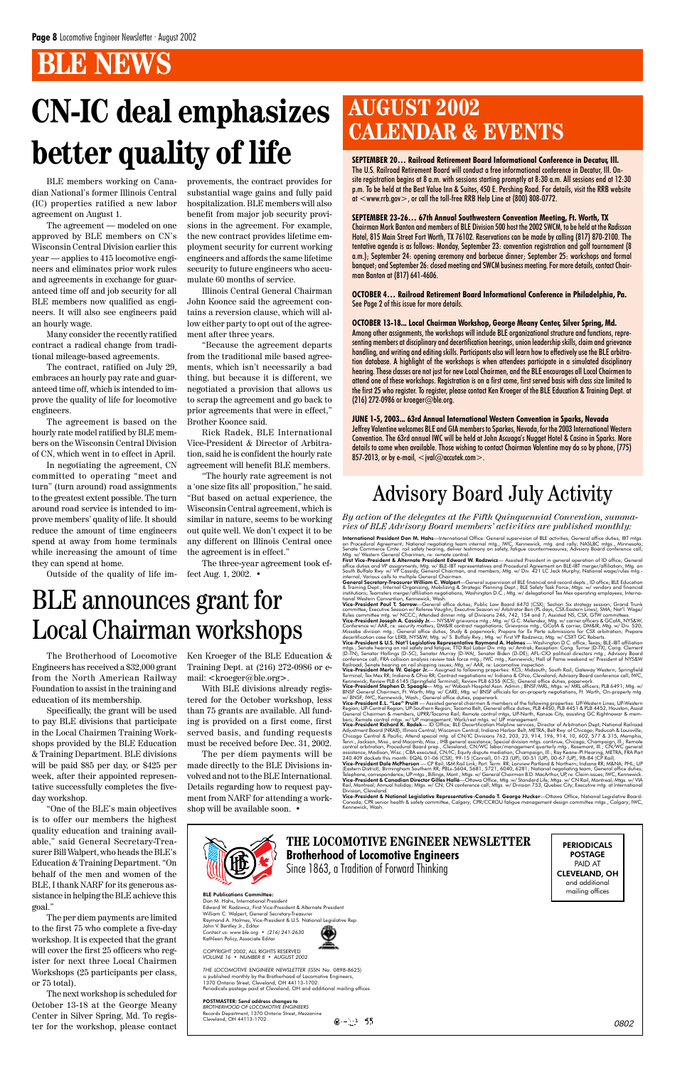# BLE NEWS

# CN-IC deal emphasizes better quality of life

BLE members working on Canadian National's former Illinois Central (IC) properties ratified a new labor agreement on August 1.

The agreement — modeled on one approved by BLE members on CN's Wisconsin Central Division earlier this year — applies to 415 locomotive engineers and eliminates prior work rules and agreements in exchange for guaranteed time off and job security for all BLE members now qualified as engineers. It will also see engineers paid an hourly wage.

Many consider the recently ratified contract a radical change from traditional mileage-based agreements.

The contract, ratified on July 29, embraces an hourly pay rate and guaranteed time off, which is intended to improve the quality of life for locomotive engineers.

The agreement is based on the hourly rate model ratified by BLE members on the Wisconsin Central Division of CN, which went in to effect in April.

In negotiating the agreement, CN committed to operating "meet and turn" (turn around) road assignments to the greatest extent possible. The turn around road service is intended to improve members' quality of life. It should reduce the amount of time engineers spend at away from home terminals while increasing the amount of time they can spend at home.

Outside of the quality of life improvements, the contract provides for substantial wage gains and fully paid hospitalization. BLE members will also benefit from major job security provisions in the agreement. For example, the new contract provides lifetime employment security for current working engineers and affords the same lifetime security to future engineers who accumulate 60 months of service.

Illinois Central General Chairman John Koonce said the agreement contains a reversion clause, which will allow either party to opt out of the agreement after three years.

"Because the agreement departs from the traditional mile based agreements, which isn't necessarily a bad thing, but because it is different, we negotiated a provision that allows us to scrap the agreement and go back to prior agreements that were in effect," Brother Koonce said.

Rick Radek, BLE International Vice-President & Director of Arbitration, said he is confident the hourly rate agreement will benefit BLE members.

"The hourly rate agreement is not a 'one size fits all' proposition," he said. "But based on actual experience, the Wisconsin Central agreement, which is similar in nature, seems to be working out quite well. We don't expect it to be any different on Illinois Central once the agreement is in effect."

The three-year agreement took effect Aug. 1, 2002. •

# BLE announces grant for Local Chairman workshops

The Brotherhood of Locomotive Engineers has received a $32,000 grant from the North American Railway Foundation to assist in the training and education of its membership.

Specifically, the grant will be used to pay BLE divisions that participate in the Local Chairman Training Workshops provided by the BLE Education & Training Department. BLE divisions will be paid $85 per day, or $425 per week, after their appointed representative successfully completes the five-day workshop.

"One of the BLE's main objectives is to offer our members the highest quality education and training available," said General Secretary-Treasurer Bill Walpert, who heads the BLE's Education & Training Department. "On behalf of the men and women of the BLE, I thank NARF for its generous assistance in helping the BLE achieve this goal."

The per diem payments are limited to the first 75 who complete a five-day workshop. It is expected that the grant will cover the first 25 officers who register for next three Local Chairmen Workshops (25 participants per class, or 75 total).

The next workshop is scheduled for October 13-18 at the George Meany Center in Silver Spring, Md. To register for the workshop, please contact Ken Kroeger of the BLE Education & Training Dept. at (216) 272-0986 or e-mail: <kroeger@ble.org>.

With BLE divisions already registered for the October workshop, less than 75 grants are available. All funding is provided on a first come, first served basis, and funding requests must be received before Dec. 31, 2002.

The per diem payments will be made directly to the BLE Divisions involved and not to the BLE International. Details regarding how to request payment from NARF for attending a workshop will be available soon. •

# AUGUST 2002 CALENDAR & EVENTS

**SEPTEMBER 20… Railroad Retirement Board Informational Conference in Decatur, Ill.**
The U.S. Railroad Retirement Board will conduct a free informational conference in Decatur, Ill. On-site registration begins at 8 a.m. with sessions starting promptly at 8:30 a.m. All sessions end at 12:30 p.m. To be held at the Best Value Inn & Suites, 450 E. Pershing Road. For details, visit the RRB website at <www.rrb.gov>, or call the toll-free RRB Help Line at (800) 808-0772.

**SEPTEMBER 23–26… 67th Annual Southwestern Convention Meeting, Ft. Worth, TX**
Chairman Mark Banton and members of BLE Division 500 host the 2002 SWCM, to be held at the Radisson Hotel, 815 Main Street Fort Worth, TX 76102. Reservations can be made by calling (817) 870-2100. The tentative agenda is as follows: Monday, September 23: convention registration and golf tournament (8 a.m.); September 24: opening ceremony and barbecue dinner; September 25: workshops and formal banquet; and September 26: closed meeting and SWCM business meeting. For more details, contact Chairman Banton at (817) 641-4606.

**OCTOBER 4… Railroad Retirement Board Informational Conference in Philadelphia, Pa.**
See Page 2 of this issue for more details.

**OCTOBER 13-18… Local Chairman Workshop, George Meany Center, Silver Spring, Md.**
Among other assignments, the workshops will include BLE organizational structure and functions, representing members at disciplinary and decertification hearings, union leadership skills, claim and grievance handling, and writing and editing skills. Participants also will learn how to effectively use the BLE arbitration database. A highlight of the workshops is when attendees participate in a simulated disciplinary hearing. These classes are not just for new Local Chairmen, and the BLE encourages all Local Chairmen to attend one of these workshops. Registration is on a first come, first served basis with class size limited to the first 25 who register. To register, please contact Ken Kroeger of the BLE Education & Training Dept. at (216) 272-0986 or kroeger@ble.org.

**JUNE 1-5, 2003… 63rd Annual International Western Convention in Sparks, Nevada**
Jeffrey Valentine welcomes BLE and GIA members to Sparkes, Nevada, for the 2003 International Western Convention. The 63rd annual IWC will be held at John Ascuaga's Nugget Hotel & Casino in Sparks. More details to come when available. Those wishing to contact Chairman Valentine may do so by phone, (775) 857-2013, or by e-mail, <jval@accutek.com>.

# Advisory Board July Activity

*By action of the delegates at the Fifth Quinquennial Convention, summaries of BLE Advisory Board members' activities are published monthly:*

**International President Don M. Hahs**—International Office: General supervision of BLE activities; General office duties; IBT mtgs. on Procedural Agreement; National negotiating team internal mtg.; IWC, Kennewick, mtg. and rally; NASLBC mtgs., Minnesota; Senate Commerce Cmte. rail safety hearing, deliver testimony on safety, fatigue countermeasures; Advisory Board conference call; Mtg. w/ Western General Chairmen, re: remote control.

**First Vice-President & Alternate President Edward W. Rodzwicz**— Assisted President in general operation of ID office; General office duties and VP assignments; Mtg. w/ BLE-IBT representatives and Procedural Agreement on BLE-IBT merger/affiliation; Mtg. on South Buffalo Rwy. w/ VP Cassidy, General Chairman, and members; Mtg. w/ Div. 421 LC Jack Murphy; National wage/rules mtg.-internal; Various calls to multiple General Chairmen.

**General Secretary-Treasurer William C. Walpert**—General supervision of BLE financial and record depts.; ID office; BLE Education & Training Dept.; Internal Organizing, Mobilizing & Strategic Planning Dept.; BLE Safety Task Force; Mtgs. w/ vendors and financial institutions; Teamsters merger/affiliation negotiations, Washington D.C.; Mtg. w/ delegationof Tex Mex operating employees; International Western Convention, Kennewick, Wash.

**Vice-President Paul T. Sorrow**—General office duties; Public Law Board 6470 (CSX), Section Six strategy session; Grand Trunk committee; Executive Session w/ Referee Vaughn; Executive Session w/ Arbitrator Ben (PL days, CSX-Eastern Lines); SMA; Nat'l. Wage/Rules committee mtg. w/ NCCC; Attended dinner mtg. of Divisions 246, 742, 154 and 7; Assisted NS, CSX, GTW committees.

**Vice-President Joseph A. Cassidy Jr.**— NYS&W grievance mtg.; Mtg. w/ G.C. Melendez; Mtg. w/ carrier officers & GCofA, NYS&W; Conference w/ AAR, re: security matters; DM&IR contract negotiations; Grievance mtg., GCofA & carrier, DM&IR; Mtg. w/ Div. 520; Missabe division mtg.; General office duties; Study & paperwork; Prepare for Ex Parte submissions for CSX arbitration; Prepare decertification case for LERB, NYS&W; Mtg. w/ S. Buffalo Rwy.; Mtg. w/ First VP Rodzwicz; Mtg. w/ CSXT GC Roberts.

**Vice-President & U.S. Nat'l Legislative Representative Raymond A. Holmes** — Washington D.C. office; Texas; BLE-IBT affiliation mtgs.; Senate hearing on rail safety and fatigue; TTD Rail Labor Div. mtg. w/ Amtrak; Reception: Cong. Turner (D-TX), Cong. Clement (D-TN), Senator Hollings (D-SC), Senator Murray (D-WA), Senator Biden (D-DE); AFL-CIO political directors mtg.; Advisory Board conference call; FRA collision analysis review task force mtg.; IWC mtg., Kennewick; Hall of Fame weekend w/ President of NYS&W Railroad; Senate hearing on rail shipping issues; Mtg. w/ AAR, re: Locomotive inspection.

**Vice-President Merle W. Geiger Jr.**— Assigned to following properties: KCS; Midsouth, South Rail; Gateway Western; Springfield Terminal; Tex Mex RR; Indiana & Ohio RR; Contract negotiations w/ Indiana & Ohio, Cleveland; Advisory Board conference call; IWC, Kennewick; Review PLB 6145 (Springfield Terminal); Review PLB 6355 (KCS); General office duties, paperwork.

**Vice-President Stephen D. Speagle**— Mtg. w/ Wabash Hospital Assn. Admin.; BNSF/MRL; Mtgs. w/ MRL officers; PLB 6491; Mtg. w/ BNSF General Chairmen, Ft. Worth; Mtg. w/ CARE; Mtg. w/ BNSF officials for on-property negotiations, Ft. Worth; On-property mtg. w/ BNSF; IWC, Kennewick, Wash.; General office duties, paperwork.

**Vice-President E.L. "Lee" Pruitt** — Assisted general chairmen & members of the following properties: UP-Western Lines; UP-Western Region; UP-Central Region; UP-Southern Region; Tacoma Belt; General office duties; PLB 4450, PLB 4451 & PLB 4452, Houston; Assist General Chairmen & members, UPRR/Tacoma Rail; Remote control mtgs, UP-North, Kansas City, assisting GC Rightnowar & members; Remote control mtgs. w/ UP management; Work/rest mtgs. w/ UP management.

**Vice-President Richard K. Radek**— ID Office; BLE Decertification Helpline services; Director of Arbitration Dept; National Railroad Adjustment Board (NRAB); Illinois Central; Wisconsin Central; Indiana Harbor Belt; METRA; Belt Rwy. of Chicago; Paducah & Louisville; Chicago Central & Pacific; Attend special mtg. of CN/IC Divisions 762, 203, 23, 914, 196, 914, 10, 602, 577 & 315, Memphis, Tenn., Jackson, Miss., and Macomb, Miss.; IHB general assistance; Special division mtgs. continue, Chicago, Champaign, Ill.; Remote control arbitration, Procedural Board prep., Cleveland; CN/WC labor/management quarterly mtg., Rosemont, Ill.; CN/WC general assistance, Madison, Wisc.; CBA executed, CN/IC, Equity dispute mediation, Champaign, Ill.; Kay Keane-PI Hearing, METRA; FRA Part 240.409 dockets this month: EQAL 01-06 (CSX), 99-15 (Conrail), 01-23 (UP), 00-51 (UP), 00-67 (UP), 98-84 (CP Rail).

**Vice-President Dale McPherson** — CP Rail; I&M Rail Link; Port. Term. RR; Lonview Portland & Northern; Indiana RR; M&NA; PHL; UP (Eastern District); Birmingham Southern RR; PBLs-5604, 5681, 5721, 6040, 6281; National negotiating team; General office duties; Telephone, correspondence; UP mtgs., Billings, Mont.; Mtgs. w/ General Chairman B.D. MacArthur, UP, re: Claim issues; IWC, Kennewick.

**Vice-President & Canadian Director Gilles Hallé**—Ottawa Office; Mtg. w/ Standard Life; Mtgs. w/ CN Rail, Montreal; Mtgs. w/ VIA Rail, Montreal; Annual holiday; Mtgs. w/ CN; CN conference call; Mtgs. w/ Division 753, Quebec City; Executive mtg. at International Division, Cleveland.

**Vice-President & National Legislative Representative-Canada T. George Hucker**—Ottawa Office; National Legislative Board-Canada; CPR senior health & safety committee, Calgary; CPR/CCROU fatigue management design committee mtgs., Calgary; IWC, Kennewick, Wash.

**THE LOCOMOTIVE ENGINEER NEWSLETTER**
**Brotherhood of Locomotive Engineers**
Since 1863, a Tradition of Forward Thinking

**PERIODICALS POSTAGE** PAID AT **CLEVELAND, OH** and additional mailing offices

**BLE Publications Committee:**
Don M. Hahs, International President
Edward W. Rodzwicz, First Vice-President & Alternate President
William C. Walpert, General Secretary-Treasurer
Raymond A. Holmes, Vice-President & U.S. National Legislative Rep.
John V. Bentley Jr., Editor
*Contact us: www.ble.org • (216) 241-2630*
Kathleen Policy, Associate Editor

COPYRIGHT 2002, ALL RIGHTS RESERVED
*VOLUME 16 • NUMBER 8 • AUGUST 2002*

*THE LOCOMOTIVE ENGINEER NEWSLETTER* (ISSN No. 0898-8625) is published monthly by the Brotherhood of Locomotive Engineers, 1370 Ontario Street, Cleveland, OH 44113-1702. Periodicals postage paid at Cleveland, OH and additional mailing offices.

**POSTMASTER: Send address changes to** *BROTHERHOOD OF LOCOMOTIVE ENGINEERS* Records Department, 1370 Ontario Street, Mezzanine Cleveland, OH 44113-1702.

0802